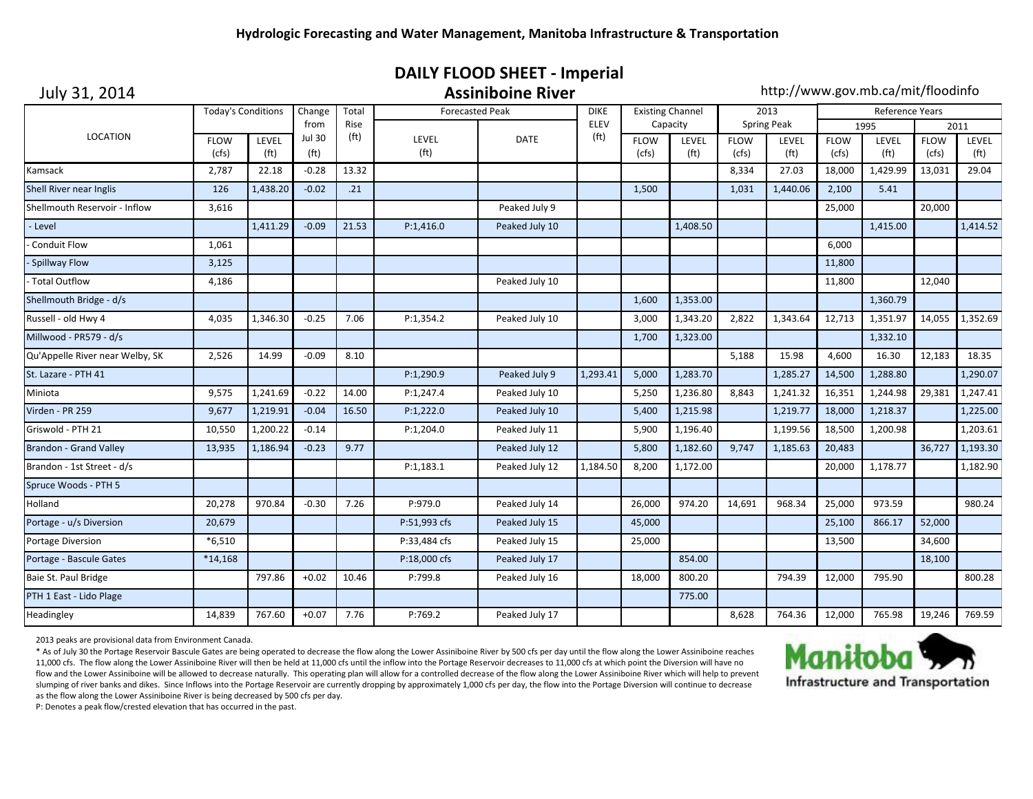**Hydrologic Forecasting and Water Management, Manitoba Infrastructure & Transportation**

July 31, 2014

# DAILY FLOOD SHEET - Imperial
## Assiniboine River

http://www.gov.mb.ca/mit/floodinfo

| LOCATION | Today's Conditions | | Change from Jul 30 | Total Rise | Forecasted Peak | | DIKE ELEV | Existing Channel Capacity | | 2013 Spring Peak | | Reference Years 1995 | | Reference Years 2011 | |
|---|---|---|---|---|---|---|---|---|---|---|---|---|---|---|---|
| | FLOW (cfs) | LEVEL (ft) | (ft) | (ft) | LEVEL (ft) | DATE | (ft) | FLOW (cfs) | LEVEL (ft) | FLOW (cfs) | LEVEL (ft) | FLOW (cfs) | LEVEL (ft) | FLOW (cfs) | LEVEL (ft) |
| Kamsack | 2,787 | 22.18 | -0.28 | 13.32 | | | | | | 8,334 | 27.03 | 18,000 | 1,429.99 | 13,031 | 29.04 |
| Shell River near Inglis | 126 | 1,438.20 | -0.02 | .21 | | | | 1,500 | | 1,031 | 1,440.06 | 2,100 | 5.41 | | |
| Shellmouth Reservoir - Inflow | 3,616 | | | | | Peaked July 9 | | | | | | 25,000 | | 20,000 | |
| - Level | | 1,411.29 | -0.09 | 21.53 | P:1,416.0 | Peaked July 10 | | | 1,408.50 | | | | 1,415.00 | | 1,414.52 |
| - Conduit Flow | 1,061 | | | | | | | | | | | 6,000 | | | |
| - Spillway Flow | 3,125 | | | | | | | | | | | 11,800 | | | |
| - Total Outflow | 4,186 | | | | | Peaked July 10 | | | | | | 11,800 | | 12,040 | |
| Shellmouth Bridge - d/s | | | | | | | | 1,600 | 1,353.00 | | | | 1,360.79 | | |
| Russell - old Hwy 4 | 4,035 | 1,346.30 | -0.25 | 7.06 | P:1,354.2 | Peaked July 10 | | 3,000 | 1,343.20 | 2,822 | 1,343.64 | 12,713 | 1,351.97 | 14,055 | 1,352.69 |
| Millwood - PR579 - d/s | | | | | | | | 1,700 | 1,323.00 | | | | 1,332.10 | | |
| Qu'Appelle River near Welby, SK | 2,526 | 14.99 | -0.09 | 8.10 | | | | | | 5,188 | 15.98 | 4,600 | 16.30 | 12,183 | 18.35 |
| St. Lazare - PTH 41 | | | | | P:1,290.9 | Peaked July 9 | 1,293.41 | 5,000 | 1,283.70 | | 1,285.27 | 14,500 | 1,288.80 | | 1,290.07 |
| Miniota | 9,575 | 1,241.69 | -0.22 | 14.00 | P:1,247.4 | Peaked July 10 | | 5,250 | 1,236.80 | 8,843 | 1,241.32 | 16,351 | 1,244.98 | 29,381 | 1,247.41 |
| Virden - PR 259 | 9,677 | 1,219.91 | -0.04 | 16.50 | P:1,222.0 | Peaked July 10 | | 5,400 | 1,215.98 | | 1,219.77 | 18,000 | 1,218.37 | | 1,225.00 |
| Griswold - PTH 21 | 10,550 | 1,200.22 | -0.14 | | P:1,204.0 | Peaked July 11 | | 5,900 | 1,196.40 | | 1,199.56 | 18,500 | 1,200.98 | | 1,203.61 |
| Brandon - Grand Valley | 13,935 | 1,186.94 | -0.23 | 9.77 | | Peaked July 12 | | 5,800 | 1,182.60 | 9,747 | 1,185.63 | 20,483 | | 36,727 | 1,193.30 |
| Brandon - 1st Street - d/s | | | | | P:1,183.1 | Peaked July 12 | 1,184.50 | 8,200 | 1,172.00 | | | 20,000 | 1,178.77 | | 1,182.90 |
| Spruce Woods - PTH 5 | | | | | | | | | | | | | | | |
| Holland | 20,278 | 970.84 | -0.30 | 7.26 | P:979.0 | Peaked July 14 | | 26,000 | 974.20 | 14,691 | 968.34 | 25,000 | 973.59 | | 980.24 |
| Portage - u/s Diversion | 20,679 | | | | P:51,993 cfs | Peaked July 15 | | 45,000 | | | | 25,100 | 866.17 | 52,000 | |
| Portage Diversion | *6,510 | | | | P:33,484 cfs | Peaked July 15 | | 25,000 | | | | 13,500 | | 34,600 | |
| Portage - Bascule Gates | *14,168 | | | | P:18,000 cfs | Peaked July 17 | | | 854.00 | | | | | 18,100 | |
| Baie St. Paul Bridge | | 797.86 | +0.02 | 10.46 | P:799.8 | Peaked July 16 | | 18,000 | 800.20 | | 794.39 | 12,000 | 795.90 | | 800.28 |
| PTH 1 East - Lido Plage | | | | | | | | | 775.00 | | | | | | |
| Headingley | 14,839 | 767.60 | +0.07 | 7.76 | P:769.2 | Peaked July 17 | | | | 8,628 | 764.36 | 12,000 | 765.98 | 19,246 | 769.59 |

2013 peaks are provisional data from Environment Canada.

* As of July 30 the Portage Reservoir Bascule Gates are being operated to decrease the flow along the Lower Assiniboine River by 500 cfs per day until the flow along the Lower Assiniboine reaches 11,000 cfs. The flow along the Lower Assiniboine River will then be held at 11,000 cfs until the inflow into the Portage Reservoir decreases to 11,000 cfs at which point the Diversion will have no flow and the Lower Assiniboine will be allowed to decrease naturally. This operating plan will allow for a controlled decrease of the flow along the Lower Assiniboine River which will help to prevent slumping of river banks and dikes. Since Inflows into the Portage Reservoir are currently dropping by approximately 1,000 cfs per day, the flow into the Portage Diversion will continue to decrease as the flow along the Lower Assiniboine River is being decreased by 500 cfs per day.

P: Denotes a peak flow/crested elevation that has occurred in the past.

Manitoba Infrastructure and Transportation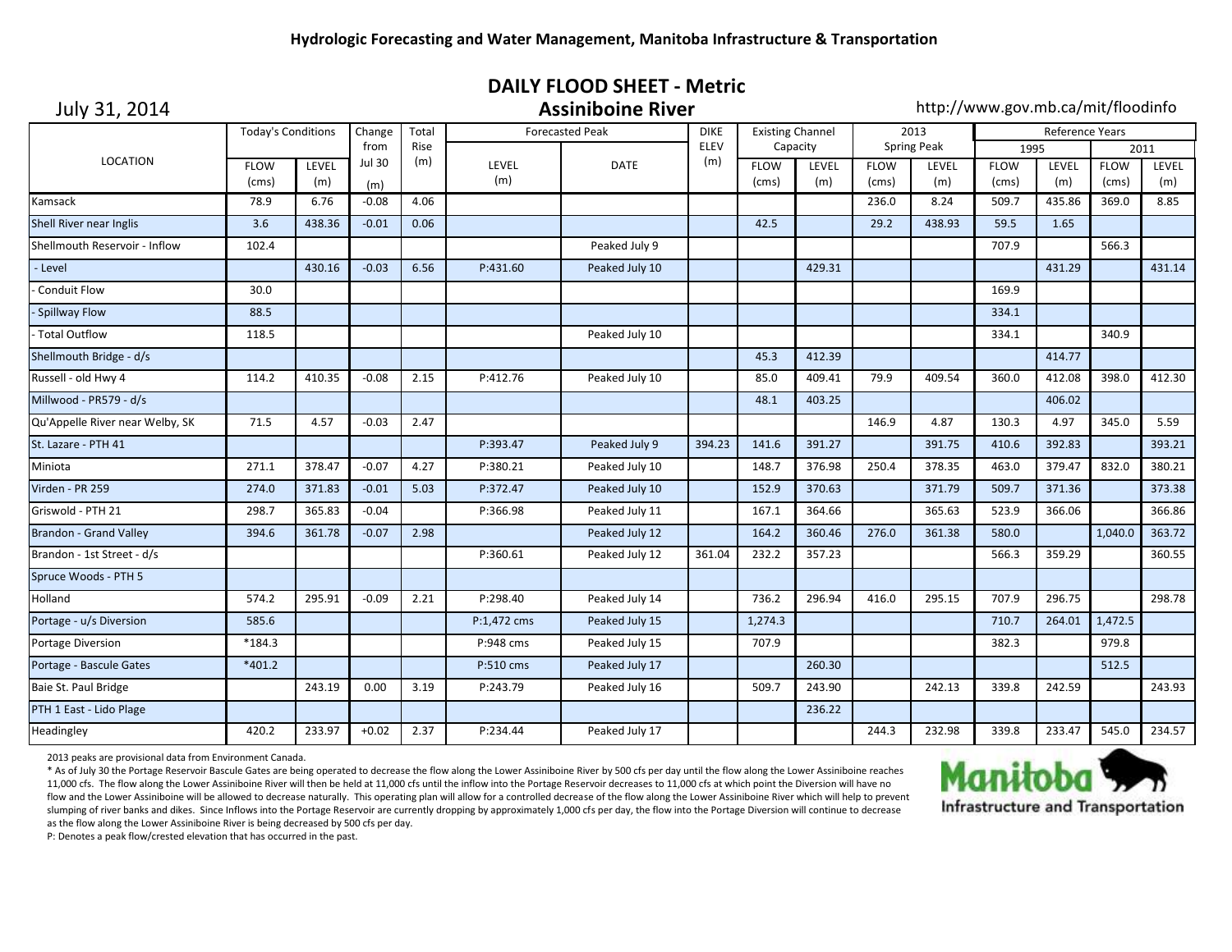Hydrologic Forecasting and Water Management, Manitoba Infrastructure & Transportation

July 31, 2014

# DAILY FLOOD SHEET - Metric
## Assiniboine River

http://www.gov.mb.ca/mit/floodinfo

| LOCATION | Today's Conditions | | Change from Jul 30 | Total Rise | Forecasted Peak | | DIKE ELEV | Existing Channel Capacity | | 2013 Spring Peak | | Reference Years | | | |
|---|---|---|---|---|---|---|---|---|---|---|---|---|---|---|---|
| | | | | | | | | | | | | 1995 | | 2011 | |
| | FLOW (cms) | LEVEL (m) | (m) | (m) | LEVEL (m) | DATE | (m) | FLOW (cms) | LEVEL (m) | FLOW (cms) | LEVEL (m) | FLOW (cms) | LEVEL (m) | FLOW (cms) | LEVEL (m) |
| Kamsack | 78.9 | 6.76 | -0.08 | 4.06 | | | | | | 236.0 | 8.24 | 509.7 | 435.86 | 369.0 | 8.85 |
| Shell River near Inglis | 3.6 | 438.36 | -0.01 | 0.06 | | | | 42.5 | | 29.2 | 438.93 | 59.5 | 1.65 | | |
| Shellmouth Reservoir - Inflow | 102.4 | | | | | Peaked July 9 | | | | | | 707.9 | | 566.3 | |
| - Level | | 430.16 | -0.03 | 6.56 | P:431.60 | Peaked July 10 | | | 429.31 | | | | 431.29 | | 431.14 |
| - Conduit Flow | 30.0 | | | | | | | | | | | 169.9 | | | |
| - Spillway Flow | 88.5 | | | | | | | | | | | 334.1 | | | |
| - Total Outflow | 118.5 | | | | | Peaked July 10 | | | | | | 334.1 | | 340.9 | |
| Shellmouth Bridge - d/s | | | | | | | | 45.3 | 412.39 | | | | 414.77 | | |
| Russell - old Hwy 4 | 114.2 | 410.35 | -0.08 | 2.15 | P:412.76 | Peaked July 10 | | 85.0 | 409.41 | 79.9 | 409.54 | 360.0 | 412.08 | 398.0 | 412.30 |
| Millwood - PR579 - d/s | | | | | | | | 48.1 | 403.25 | | | | 406.02 | | |
| Qu'Appelle River near Welby, SK | 71.5 | 4.57 | -0.03 | 2.47 | | | | | | 146.9 | 4.87 | 130.3 | 4.97 | 345.0 | 5.59 |
| St. Lazare - PTH 41 | | | | | P:393.47 | Peaked July 9 | 394.23 | 141.6 | 391.27 | | 391.75 | 410.6 | 392.83 | | 393.21 |
| Miniota | 271.1 | 378.47 | -0.07 | 4.27 | P:380.21 | Peaked July 10 | | 148.7 | 376.98 | 250.4 | 378.35 | 463.0 | 379.47 | 832.0 | 380.21 |
| Virden - PR 259 | 274.0 | 371.83 | -0.01 | 5.03 | P:372.47 | Peaked July 10 | | 152.9 | 370.63 | | 371.79 | 509.7 | 371.36 | | 373.38 |
| Griswold - PTH 21 | 298.7 | 365.83 | -0.04 | | P:366.98 | Peaked July 11 | | 167.1 | 364.66 | | 365.63 | 523.9 | 366.06 | | 366.86 |
| Brandon - Grand Valley | 394.6 | 361.78 | -0.07 | 2.98 | | Peaked July 12 | | 164.2 | 360.46 | 276.0 | 361.38 | 580.0 | | 1,040.0 | 363.72 |
| Brandon - 1st Street - d/s | | | | | P:360.61 | Peaked July 12 | 361.04 | 232.2 | 357.23 | | | 566.3 | 359.29 | | 360.55 |
| Spruce Woods - PTH 5 | | | | | | | | | | | | | | | |
| Holland | 574.2 | 295.91 | -0.09 | 2.21 | P:298.40 | Peaked July 14 | | 736.2 | 296.94 | 416.0 | 295.15 | 707.9 | 296.75 | | 298.78 |
| Portage - u/s Diversion | 585.6 | | | | P:1,472 cms | Peaked July 15 | | 1,274.3 | | | | 710.7 | 264.01 | 1,472.5 | |
| Portage Diversion | *184.3 | | | | P:948 cms | Peaked July 15 | | 707.9 | | | | 382.3 | | 979.8 | |
| Portage - Bascule Gates | *401.2 | | | | P:510 cms | Peaked July 17 | | | 260.30 | | | | | 512.5 | |
| Baie St. Paul Bridge | | 243.19 | 0.00 | 3.19 | P:243.79 | Peaked July 16 | | 509.7 | 243.90 | | 242.13 | 339.8 | 242.59 | | 243.93 |
| PTH 1 East - Lido Plage | | | | | | | | | 236.22 | | | | | | |
| Headingley | 420.2 | 233.97 | +0.02 | 2.37 | P:234.44 | Peaked July 17 | | | | 244.3 | 232.98 | 339.8 | 233.47 | 545.0 | 234.57 |

2013 peaks are provisional data from Environment Canada.

* As of July 30 the Portage Reservoir Bascule Gates are being operated to decrease the flow along the Lower Assiniboine River by 500 cfs per day until the flow along the Lower Assiniboine reaches 11,000 cfs. The flow along the Lower Assiniboine River will then be held at 11,000 cfs until the inflow into the Portage Reservoir decreases to 11,000 cfs at which point the Diversion will have no flow and the Lower Assiniboine will be allowed to decrease naturally. This operating plan will allow for a controlled decrease of the flow along the Lower Assiniboine River which will help to prevent slumping of river banks and dikes. Since Inflows into the Portage Reservoir are currently dropping by approximately 1,000 cfs per day, the flow into the Portage Diversion will continue to decrease as the flow along the Lower Assiniboine River is being decreased by 500 cfs per day.

P: Denotes a peak flow/crested elevation that has occurred in the past.

Manitoba Infrastructure and Transportation